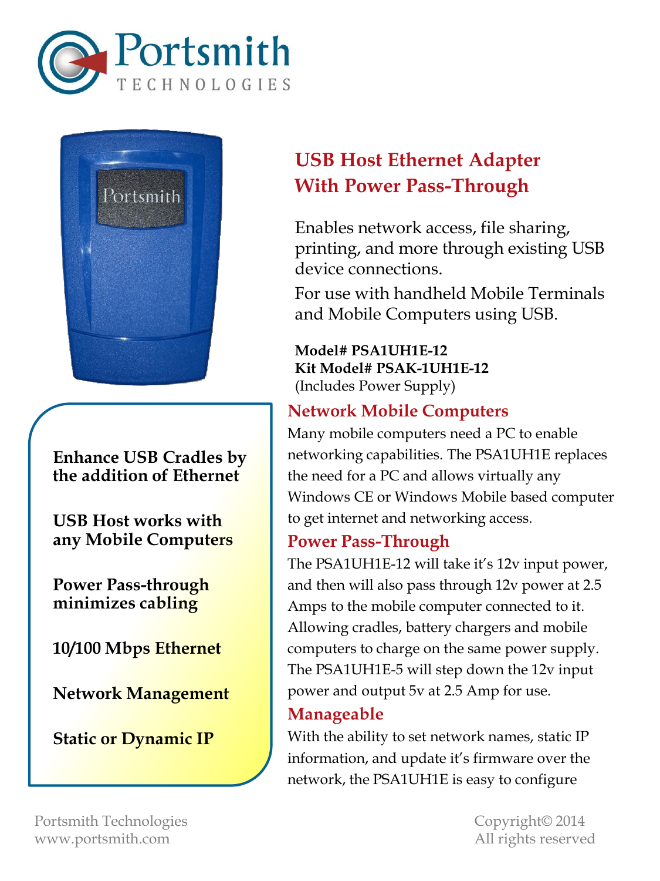Portsmith
TECHNOLOGIES

# USB Host Ethernet Adapter With Power Pass-Through

Enables network access, file sharing, printing, and more through existing USB device connections.

For use with handheld Mobile Terminals and Mobile Computers using USB.

**Model# PSA1UH1E-12**
**Kit Model# PSAK-1UH1E-12**
(Includes Power Supply)

**Enhance USB Cradles by the addition of Ethernet**

**USB Host works with any Mobile Computers**

**Power Pass-through minimizes cabling**

**10/100 Mbps Ethernet**

**Network Management**

**Static or Dynamic IP**

## Network Mobile Computers

Many mobile computers need a PC to enable networking capabilities. The PSA1UH1E replaces the need for a PC and allows virtually any Windows CE or Windows Mobile based computer to get internet and networking access.

## Power Pass-Through

The PSA1UH1E-12 will take it's 12v input power, and then will also pass through 12v power at 2.5 Amps to the mobile computer connected to it. Allowing cradles, battery chargers and mobile computers to charge on the same power supply. The PSA1UH1E-5 will step down the 12v input power and output 5v at 2.5 Amp for use.

## Manageable

With the ability to set network names, static IP information, and update it's firmware over the network, the PSA1UH1E is easy to configure

Portsmith Technologies
www.portsmith.com

Copyright© 2014
All rights reserved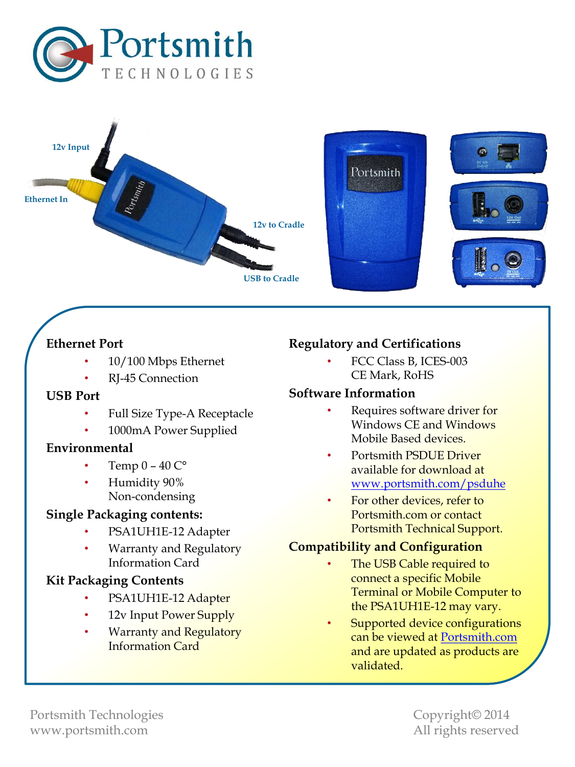Portsmith
TECHNOLOGIES

12v Input
Ethernet In
12v to Cradle
USB to Cradle

### Ethernet Port

- 10/100 Mbps Ethernet
- RJ-45 Connection

### USB Port

- Full Size Type-A Receptacle
- 1000mA Power Supplied

### Environmental

- Temp 0 – 40 C°
- Humidity 90% Non-condensing

### Single Packaging contents:

- PSA1UH1E-12 Adapter
- Warranty and Regulatory Information Card

### Kit Packaging Contents

- PSA1UH1E-12 Adapter
- 12v Input Power Supply
- Warranty and Regulatory Information Card

### Regulatory and Certifications

- FCC Class B, ICES-003 CE Mark, RoHS

### Software Information

- Requires software driver for Windows CE and Windows Mobile Based devices.
- Portsmith PSDUE Driver available for download at [www.portsmith.com/psduhe](http://www.portsmith.com/psduhe)
- For other devices, refer to Portsmith.com or contact Portsmith Technical Support.

### Compatibility and Configuration

- The USB Cable required to connect a specific Mobile Terminal or Mobile Computer to the PSA1UH1E-12 may vary.
- Supported device configurations can be viewed at [Portsmith.com](http://Portsmith.com) and are updated as products are validated.

Portsmith Technologies
www.portsmith.com

Copyright© 2014
All rights reserved